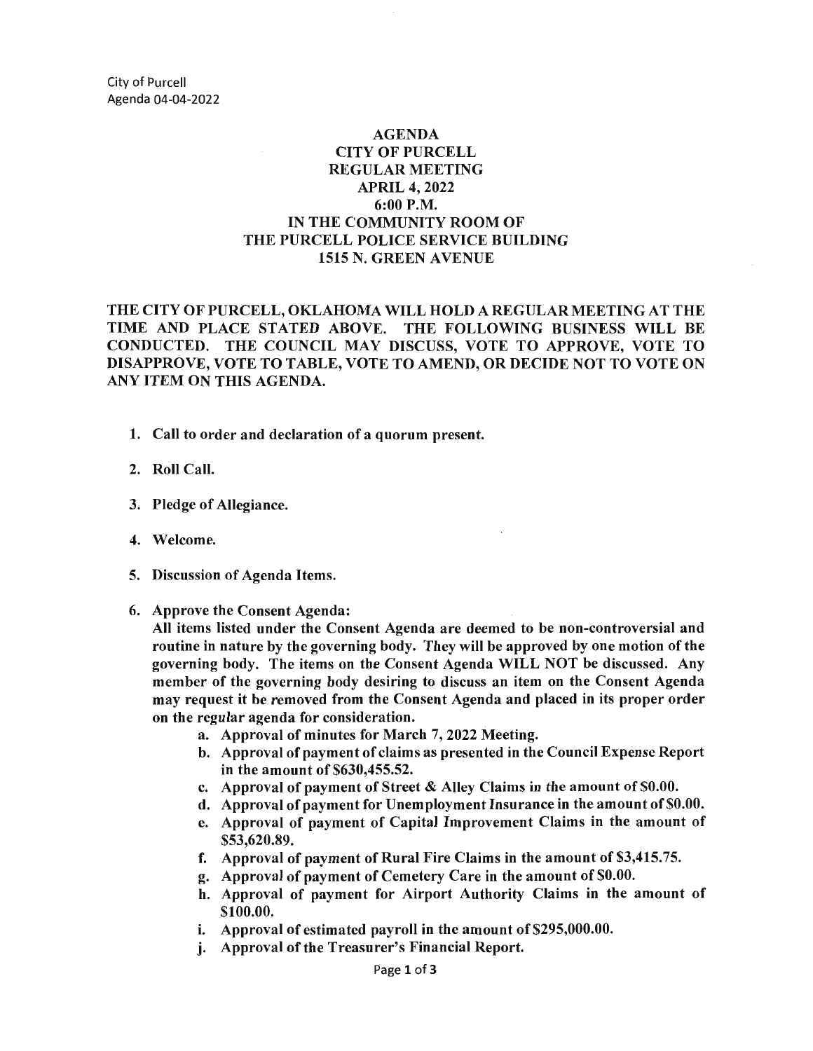City of Purcell
Agenda 04-04-2022

# AGENDA
# CITY OF PURCELL
# REGULAR MEETING
# APRIL 4, 2022
# 6:00 P.M.
# IN THE COMMUNITY ROOM OF
# THE PURCELL POLICE SERVICE BUILDING
# 1515 N. GREEN AVENUE

**THE CITY OF PURCELL, OKLAHOMA WILL HOLD A REGULAR MEETING AT THE TIME AND PLACE STATED ABOVE. THE FOLLOWING BUSINESS WILL BE CONDUCTED. THE COUNCIL MAY DISCUSS, VOTE TO APPROVE, VOTE TO DISAPPROVE, VOTE TO TABLE, VOTE TO AMEND, OR DECIDE NOT TO VOTE ON ANY ITEM ON THIS AGENDA.**

1. **Call to order and declaration of a quorum present.**
2. **Roll Call.**
3. **Pledge of Allegiance.**
4. **Welcome.**
5. **Discussion of Agenda Items.**
6. **Approve the Consent Agenda:**
   **All items listed under the Consent Agenda are deemed to be non-controversial and routine in nature by the governing body. They will be approved by one motion of the governing body. The items on the Consent Agenda WILL NOT be discussed. Any member of the governing body desiring to discuss an item on the Consent Agenda may request it be removed from the Consent Agenda and placed in its proper order on the regular agenda for consideration.**
   a. **Approval of minutes for March 7, 2022 Meeting.**
   b. **Approval of payment of claims as presented in the Council Expense Report in the amount of $630,455.52.**
   c. **Approval of payment of Street & Alley Claims in the amount of $0.00.**
   d. **Approval of payment for Unemployment Insurance in the amount of $0.00.**
   e. **Approval of payment of Capital Improvement Claims in the amount of $53,620.89.**
   f. **Approval of payment of Rural Fire Claims in the amount of $3,415.75.**
   g. **Approval of payment of Cemetery Care in the amount of $0.00.**
   h. **Approval of payment for Airport Authority Claims in the amount of $100.00.**
   i. **Approval of estimated payroll in the amount of $295,000.00.**
   j. **Approval of the Treasurer's Financial Report.**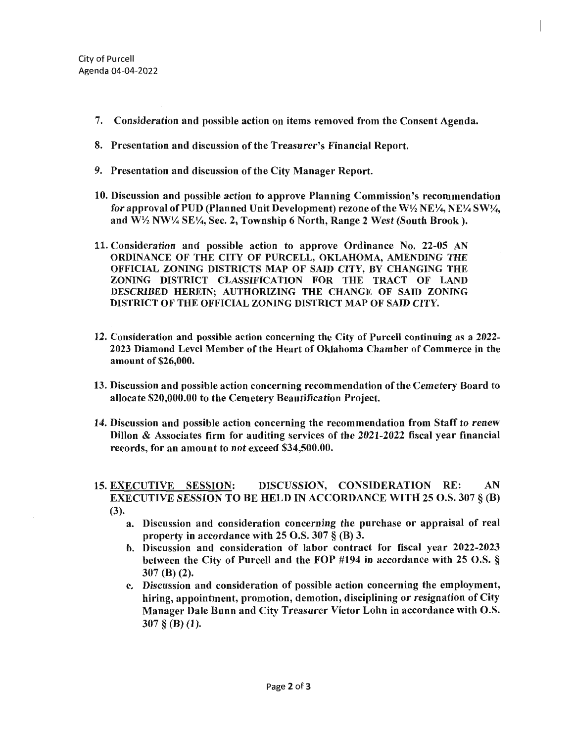7. **Consideration and possible action on items removed from the Consent Agenda.**

8. **Presentation and discussion of the Treasurer's Financial Report.**

9. **Presentation and discussion of the City Manager Report.**

10. **Discussion and possible action to approve Planning Commission's recommendation for approval of PUD (Planned Unit Development) rezone of the W½ NE¼, NE¼ SW¼, and W½ NW¼ SE¼, Sec. 2, Township 6 North, Range 2 West (South Brook ).**

11. **Consideration and possible action to approve Ordinance No. 22-05 AN ORDINANCE OF THE CITY OF PURCELL, OKLAHOMA, AMENDING THE OFFICIAL ZONING DISTRICTS MAP OF SAID CITY, BY CHANGING THE ZONING DISTRICT CLASSIFICATION FOR THE TRACT OF LAND DESCRIBED HEREIN; AUTHORIZING THE CHANGE OF SAID ZONING DISTRICT OF THE OFFICIAL ZONING DISTRICT MAP OF SAID CITY.**

12. **Consideration and possible action concerning the City of Purcell continuing as a 2022-2023 Diamond Level Member of the Heart of Oklahoma Chamber of Commerce in the amount of $26,000.**

13. **Discussion and possible action concerning recommendation of the Cemetery Board to allocate $20,000.00 to the Cemetery Beautification Project.**

14. **Discussion and possible action concerning the recommendation from Staff to renew Dillon & Associates firm for auditing services of the 2021-2022 fiscal year financial records, for an amount to not exceed $34,500.00.**

15. **<u>EXECUTIVE SESSION</u>: DISCUSSION, CONSIDERATION RE: AN EXECUTIVE SESSION TO BE HELD IN ACCORDANCE WITH 25 O.S. 307 § (B) (3).**
    a. **Discussion and consideration concerning the purchase or appraisal of real property in accordance with 25 O.S. 307 § (B) 3.**
    b. **Discussion and consideration of labor contract for fiscal year 2022-2023 between the City of Purcell and the FOP #194 in accordance with 25 O.S. § 307 (B) (2).**
    c. **Discussion and consideration of possible action concerning the employment, hiring, appointment, promotion, demotion, disciplining or resignation of City Manager Dale Bunn and City Treasurer Victor Lohn in accordance with O.S. 307 § (B) (1).**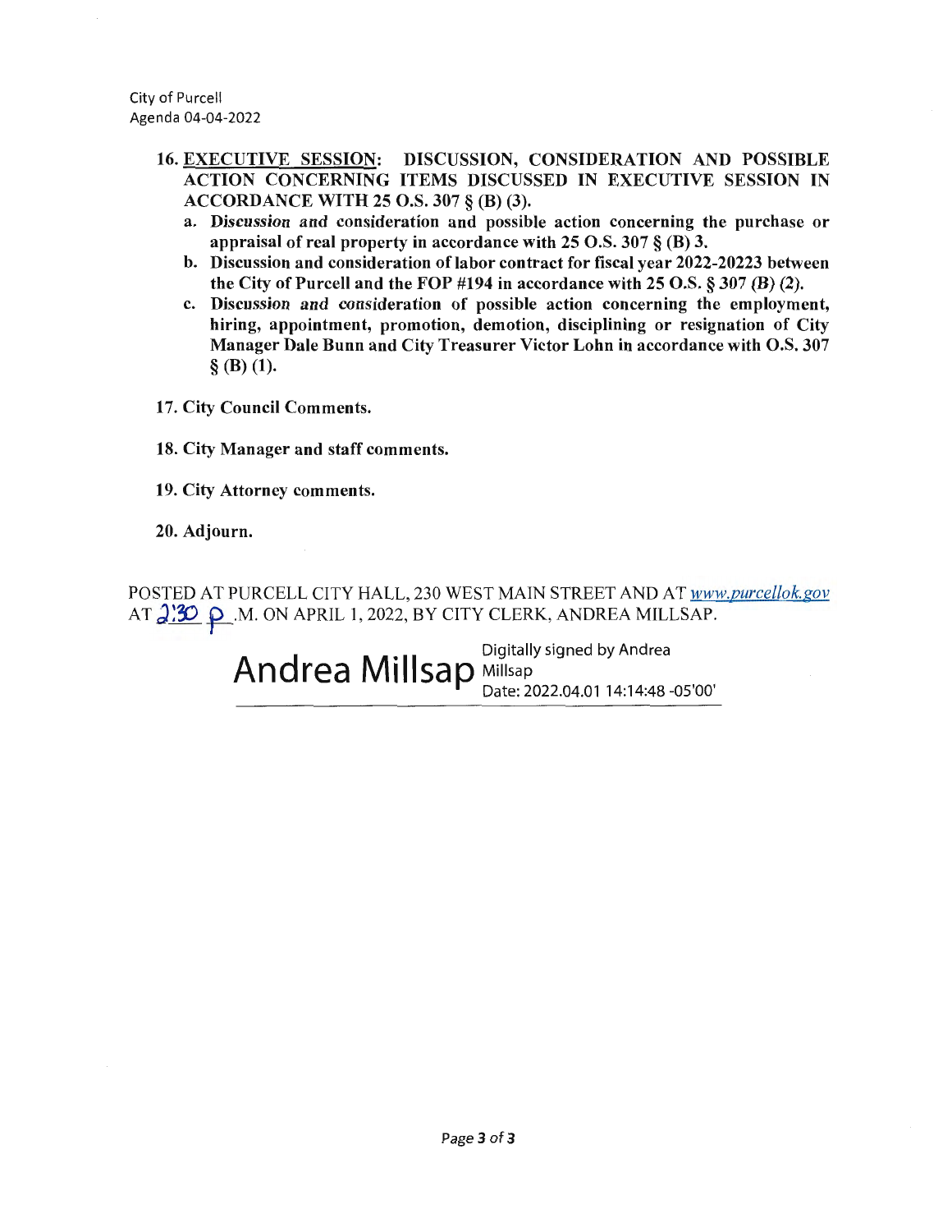City of Purcell
Agenda 04-04-2022

16. **<u>EXECUTIVE SESSION</u>: DISCUSSION, CONSIDERATION AND POSSIBLE ACTION CONCERNING ITEMS DISCUSSED IN EXECUTIVE SESSION IN ACCORDANCE WITH 25 O.S. 307 § (B) (3).**
    a. **Discussion and consideration and possible action concerning the purchase or appraisal of real property in accordance with 25 O.S. 307 § (B) 3.**
    b. **Discussion and consideration of labor contract for fiscal year 2022-20223 between the City of Purcell and the FOP #194 in accordance with 25 O.S. § 307 (B) (2).**
    c. **Discussion and consideration of possible action concerning the employment, hiring, appointment, promotion, demotion, disciplining or resignation of City Manager Dale Bunn and City Treasurer Victor Lohn in accordance with O.S. 307 § (B) (1).**

17. **City Council Comments.**

18. **City Manager and staff comments.**

19. **City Attorney comments.**

20. **Adjourn.**

POSTED AT PURCELL CITY HALL, 230 WEST MAIN STREET AND AT *www.purcellok.gov* AT 2:30 P.M. ON APRIL 1, 2022, BY CITY CLERK, ANDREA MILLSAP.

Andrea Millsap
Digitally signed by Andrea Millsap
Date: 2022.04.01 14:14:48 -05'00'